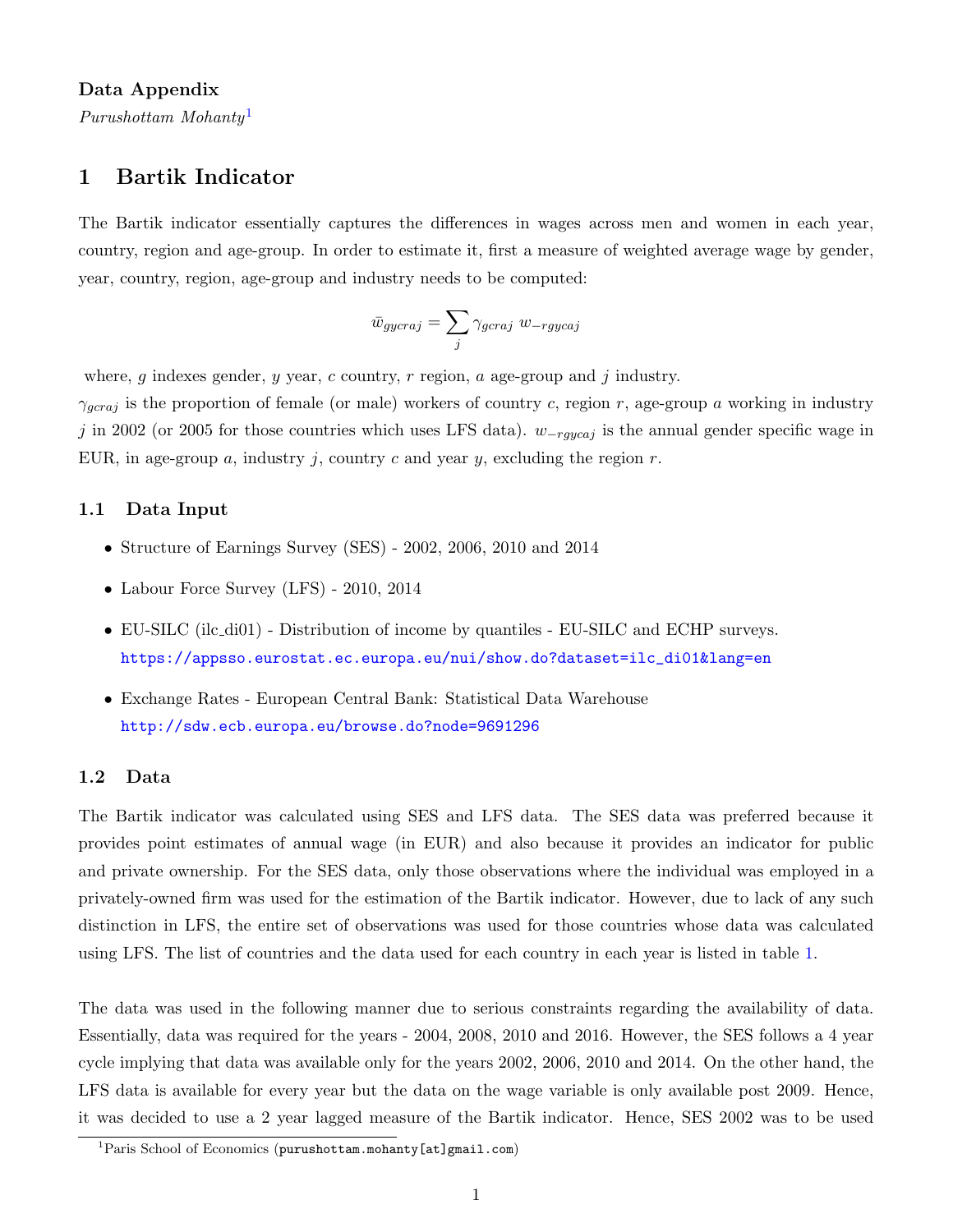**Data Appendix**

*Purushottam Mohanty*[1]

# 1 Bartik Indicator

The Bartik indicator essentially captures the differences in wages across men and women in each year, country, region and age-group. In order to estimate it, first a measure of weighted average wage by gender, year, country, region, age-group and industry needs to be computed:

$$\bar{w}_{gycraj} = \sum_{j} \gamma_{gcraj} \; w_{-rgycaj}$$

where, $g$ indexes gender, $y$ year, $c$ country, $r$ region, $a$ age-group and $j$ industry.
$\gamma_{gcraj}$ is the proportion of female (or male) workers of country $c$, region $r$, age-group $a$ working in industry $j$ in 2002 (or 2005 for those countries which uses LFS data). $w_{-rgycaj}$ is the annual gender specific wage in EUR, in age-group $a$, industry $j$, country $c$ and year $y$, excluding the region $r$.

## 1.1 Data Input

- Structure of Earnings Survey (SES) - 2002, 2006, 2010 and 2014
- Labour Force Survey (LFS) - 2010, 2014
- EU-SILC (ilc_di01) - Distribution of income by quantiles - EU-SILC and ECHP surveys. https://appsso.eurostat.ec.europa.eu/nui/show.do?dataset=ilc_di01&lang=en
- Exchange Rates - European Central Bank: Statistical Data Warehouse http://sdw.ecb.europa.eu/browse.do?node=9691296

## 1.2 Data

The Bartik indicator was calculated using SES and LFS data. The SES data was preferred because it provides point estimates of annual wage (in EUR) and also because it provides an indicator for public and private ownership. For the SES data, only those observations where the individual was employed in a privately-owned firm was used for the estimation of the Bartik indicator. However, due to lack of any such distinction in LFS, the entire set of observations was used for those countries whose data was calculated using LFS. The list of countries and the data used for each country in each year is listed in table 1.

The data was used in the following manner due to serious constraints regarding the availability of data. Essentially, data was required for the years - 2004, 2008, 2010 and 2016. However, the SES follows a 4 year cycle implying that data was available only for the years 2002, 2006, 2010 and 2014. On the other hand, the LFS data is available for every year but the data on the wage variable is only available post 2009. Hence, it was decided to use a 2 year lagged measure of the Bartik indicator. Hence, SES 2002 was to be used

[1] Paris School of Economics (purushottam.mohanty[at]gmail.com)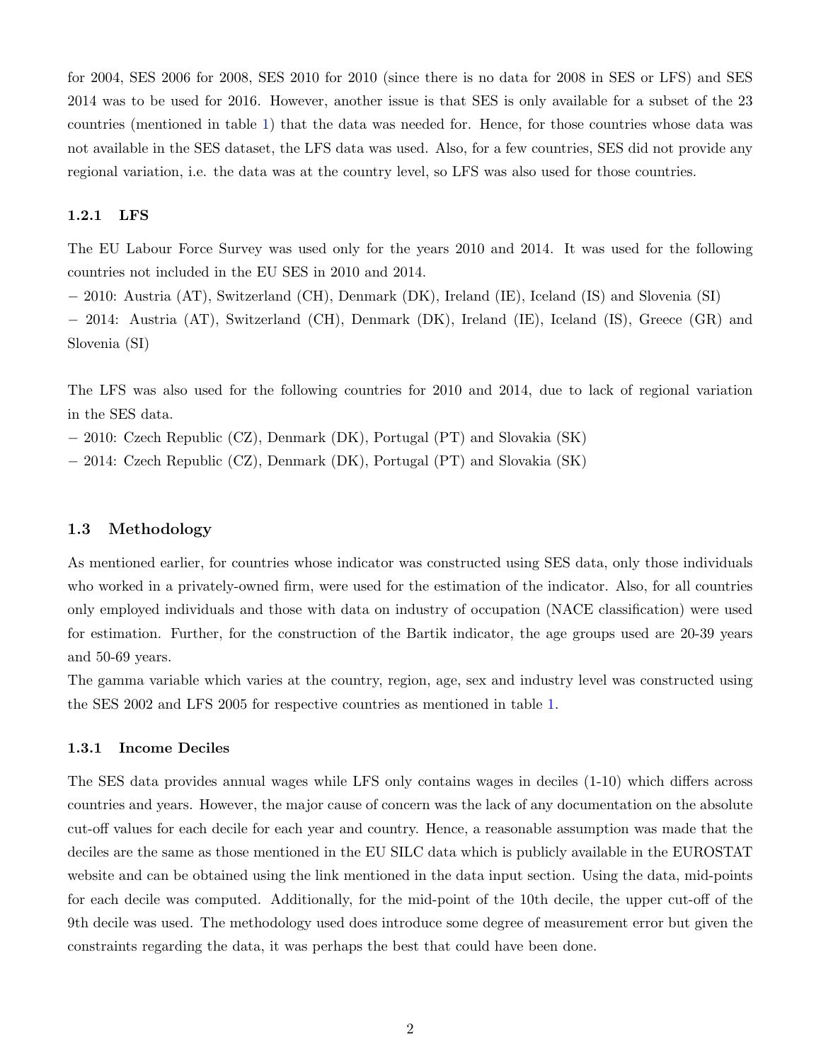for 2004, SES 2006 for 2008, SES 2010 for 2010 (since there is no data for 2008 in SES or LFS) and SES 2014 was to be used for 2016. However, another issue is that SES is only available for a subset of the 23 countries (mentioned in table 1) that the data was needed for. Hence, for those countries whose data was not available in the SES dataset, the LFS data was used. Also, for a few countries, SES did not provide any regional variation, i.e. the data was at the country level, so LFS was also used for those countries.

### 1.2.1 LFS

The EU Labour Force Survey was used only for the years 2010 and 2014. It was used for the following countries not included in the EU SES in 2010 and 2014.

– 2010: Austria (AT), Switzerland (CH), Denmark (DK), Ireland (IE), Iceland (IS) and Slovenia (SI)

– 2014: Austria (AT), Switzerland (CH), Denmark (DK), Ireland (IE), Iceland (IS), Greece (GR) and Slovenia (SI)

The LFS was also used for the following countries for 2010 and 2014, due to lack of regional variation in the SES data.

– 2010: Czech Republic (CZ), Denmark (DK), Portugal (PT) and Slovakia (SK)

– 2014: Czech Republic (CZ), Denmark (DK), Portugal (PT) and Slovakia (SK)

## 1.3 Methodology

As mentioned earlier, for countries whose indicator was constructed using SES data, only those individuals who worked in a privately-owned firm, were used for the estimation of the indicator. Also, for all countries only employed individuals and those with data on industry of occupation (NACE classification) were used for estimation. Further, for the construction of the Bartik indicator, the age groups used are 20-39 years and 50-69 years.

The gamma variable which varies at the country, region, age, sex and industry level was constructed using the SES 2002 and LFS 2005 for respective countries as mentioned in table 1.

### 1.3.1 Income Deciles

The SES data provides annual wages while LFS only contains wages in deciles (1-10) which differs across countries and years. However, the major cause of concern was the lack of any documentation on the absolute cut-off values for each decile for each year and country. Hence, a reasonable assumption was made that the deciles are the same as those mentioned in the EU SILC data which is publicly available in the EUROSTAT website and can be obtained using the link mentioned in the data input section. Using the data, mid-points for each decile was computed. Additionally, for the mid-point of the 10th decile, the upper cut-off of the 9th decile was used. The methodology used does introduce some degree of measurement error but given the constraints regarding the data, it was perhaps the best that could have been done.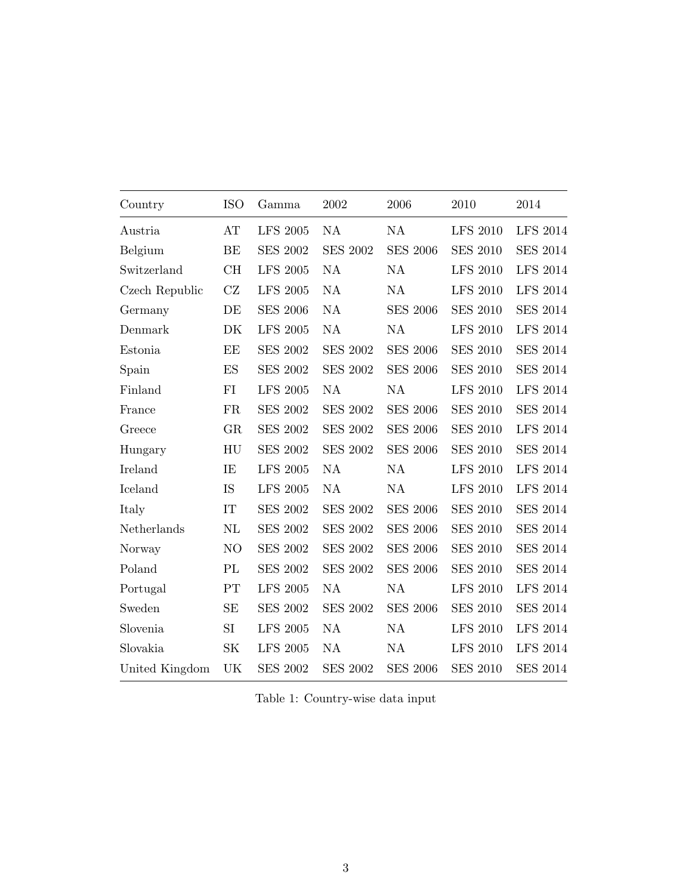| Country | ISO | Gamma | 2002 | 2006 | 2010 | 2014 |
|---|---|---|---|---|---|---|
| Austria | AT | LFS 2005 | NA | NA | LFS 2010 | LFS 2014 |
| Belgium | BE | SES 2002 | SES 2002 | SES 2006 | SES 2010 | SES 2014 |
| Switzerland | CH | LFS 2005 | NA | NA | LFS 2010 | LFS 2014 |
| Czech Republic | CZ | LFS 2005 | NA | NA | LFS 2010 | LFS 2014 |
| Germany | DE | SES 2006 | NA | SES 2006 | SES 2010 | SES 2014 |
| Denmark | DK | LFS 2005 | NA | NA | LFS 2010 | LFS 2014 |
| Estonia | EE | SES 2002 | SES 2002 | SES 2006 | SES 2010 | SES 2014 |
| Spain | ES | SES 2002 | SES 2002 | SES 2006 | SES 2010 | SES 2014 |
| Finland | FI | LFS 2005 | NA | NA | LFS 2010 | LFS 2014 |
| France | FR | SES 2002 | SES 2002 | SES 2006 | SES 2010 | SES 2014 |
| Greece | GR | SES 2002 | SES 2002 | SES 2006 | SES 2010 | LFS 2014 |
| Hungary | HU | SES 2002 | SES 2002 | SES 2006 | SES 2010 | SES 2014 |
| Ireland | IE | LFS 2005 | NA | NA | LFS 2010 | LFS 2014 |
| Iceland | IS | LFS 2005 | NA | NA | LFS 2010 | LFS 2014 |
| Italy | IT | SES 2002 | SES 2002 | SES 2006 | SES 2010 | SES 2014 |
| Netherlands | NL | SES 2002 | SES 2002 | SES 2006 | SES 2010 | SES 2014 |
| Norway | NO | SES 2002 | SES 2002 | SES 2006 | SES 2010 | SES 2014 |
| Poland | PL | SES 2002 | SES 2002 | SES 2006 | SES 2010 | SES 2014 |
| Portugal | PT | LFS 2005 | NA | NA | LFS 2010 | LFS 2014 |
| Sweden | SE | SES 2002 | SES 2002 | SES 2006 | SES 2010 | SES 2014 |
| Slovenia | SI | LFS 2005 | NA | NA | LFS 2010 | LFS 2014 |
| Slovakia | SK | LFS 2005 | NA | NA | LFS 2010 | LFS 2014 |
| United Kingdom | UK | SES 2002 | SES 2002 | SES 2006 | SES 2010 | SES 2014 |

Table 1: Country-wise data input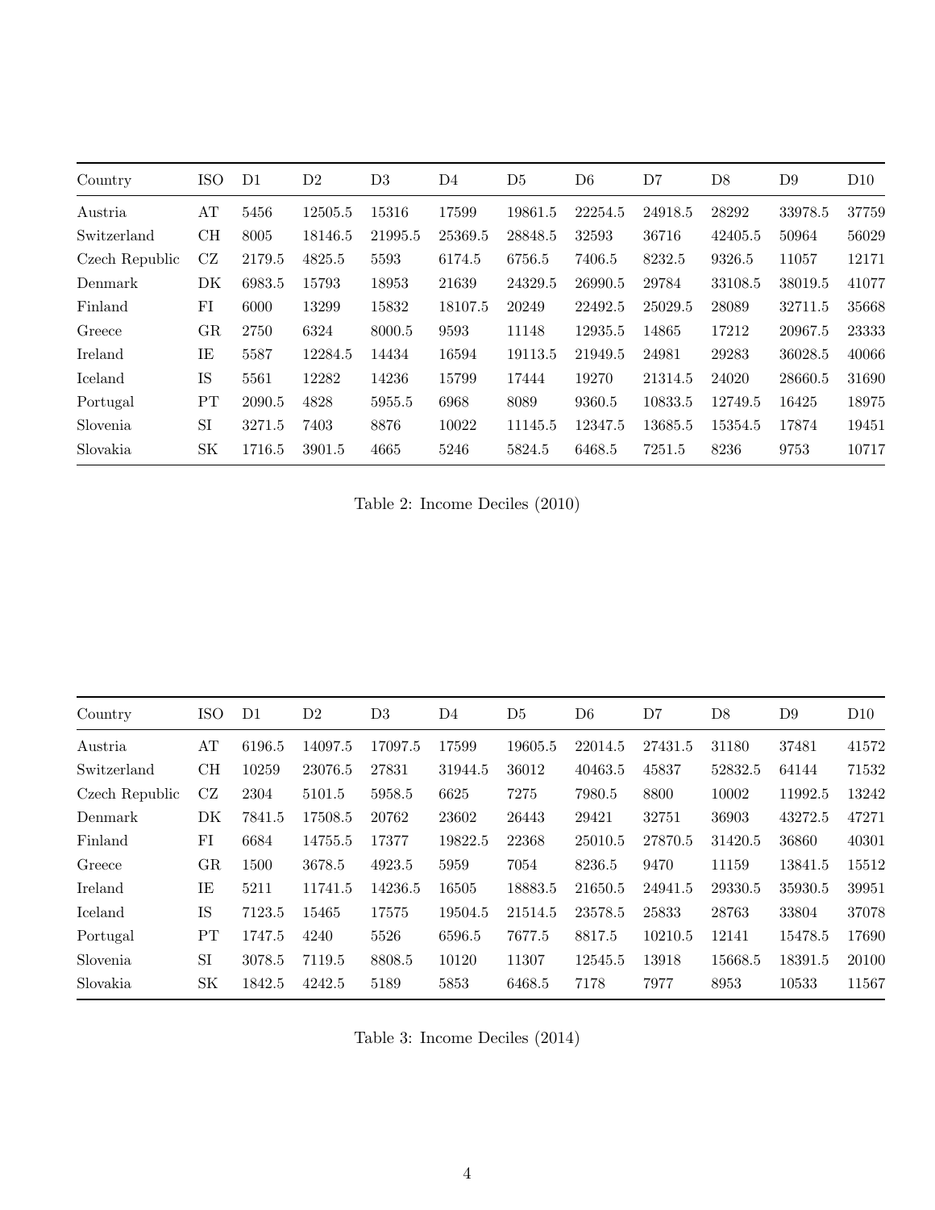| Country | ISO | D1 | D2 | D3 | D4 | D5 | D6 | D7 | D8 | D9 | D10 |
|---|---|---|---|---|---|---|---|---|---|---|---|
| Austria | AT | 5456 | 12505.5 | 15316 | 17599 | 19861.5 | 22254.5 | 24918.5 | 28292 | 33978.5 | 37759 |
| Switzerland | CH | 8005 | 18146.5 | 21995.5 | 25369.5 | 28848.5 | 32593 | 36716 | 42405.5 | 50964 | 56029 |
| Czech Republic | CZ | 2179.5 | 4825.5 | 5593 | 6174.5 | 6756.5 | 7406.5 | 8232.5 | 9326.5 | 11057 | 12171 |
| Denmark | DK | 6983.5 | 15793 | 18953 | 21639 | 24329.5 | 26990.5 | 29784 | 33108.5 | 38019.5 | 41077 |
| Finland | FI | 6000 | 13299 | 15832 | 18107.5 | 20249 | 22492.5 | 25029.5 | 28089 | 32711.5 | 35668 |
| Greece | GR | 2750 | 6324 | 8000.5 | 9593 | 11148 | 12935.5 | 14865 | 17212 | 20967.5 | 23333 |
| Ireland | IE | 5587 | 12284.5 | 14434 | 16594 | 19113.5 | 21949.5 | 24981 | 29283 | 36028.5 | 40066 |
| Iceland | IS | 5561 | 12282 | 14236 | 15799 | 17444 | 19270 | 21314.5 | 24020 | 28660.5 | 31690 |
| Portugal | PT | 2090.5 | 4828 | 5955.5 | 6968 | 8089 | 9360.5 | 10833.5 | 12749.5 | 16425 | 18975 |
| Slovenia | SI | 3271.5 | 7403 | 8876 | 10022 | 11145.5 | 12347.5 | 13685.5 | 15354.5 | 17874 | 19451 |
| Slovakia | SK | 1716.5 | 3901.5 | 4665 | 5246 | 5824.5 | 6468.5 | 7251.5 | 8236 | 9753 | 10717 |

Table 2: Income Deciles (2010)

| Country | ISO | D1 | D2 | D3 | D4 | D5 | D6 | D7 | D8 | D9 | D10 |
|---|---|---|---|---|---|---|---|---|---|---|---|
| Austria | AT | 6196.5 | 14097.5 | 17097.5 | 17599 | 19605.5 | 22014.5 | 27431.5 | 31180 | 37481 | 41572 |
| Switzerland | CH | 10259 | 23076.5 | 27831 | 31944.5 | 36012 | 40463.5 | 45837 | 52832.5 | 64144 | 71532 |
| Czech Republic | CZ | 2304 | 5101.5 | 5958.5 | 6625 | 7275 | 7980.5 | 8800 | 10002 | 11992.5 | 13242 |
| Denmark | DK | 7841.5 | 17508.5 | 20762 | 23602 | 26443 | 29421 | 32751 | 36903 | 43272.5 | 47271 |
| Finland | FI | 6684 | 14755.5 | 17377 | 19822.5 | 22368 | 25010.5 | 27870.5 | 31420.5 | 36860 | 40301 |
| Greece | GR | 1500 | 3678.5 | 4923.5 | 5959 | 7054 | 8236.5 | 9470 | 11159 | 13841.5 | 15512 |
| Ireland | IE | 5211 | 11741.5 | 14236.5 | 16505 | 18883.5 | 21650.5 | 24941.5 | 29330.5 | 35930.5 | 39951 |
| Iceland | IS | 7123.5 | 15465 | 17575 | 19504.5 | 21514.5 | 23578.5 | 25833 | 28763 | 33804 | 37078 |
| Portugal | PT | 1747.5 | 4240 | 5526 | 6596.5 | 7677.5 | 8817.5 | 10210.5 | 12141 | 15478.5 | 17690 |
| Slovenia | SI | 3078.5 | 7119.5 | 8808.5 | 10120 | 11307 | 12545.5 | 13918 | 15668.5 | 18391.5 | 20100 |
| Slovakia | SK | 1842.5 | 4242.5 | 5189 | 5853 | 6468.5 | 7178 | 7977 | 8953 | 10533 | 11567 |

Table 3: Income Deciles (2014)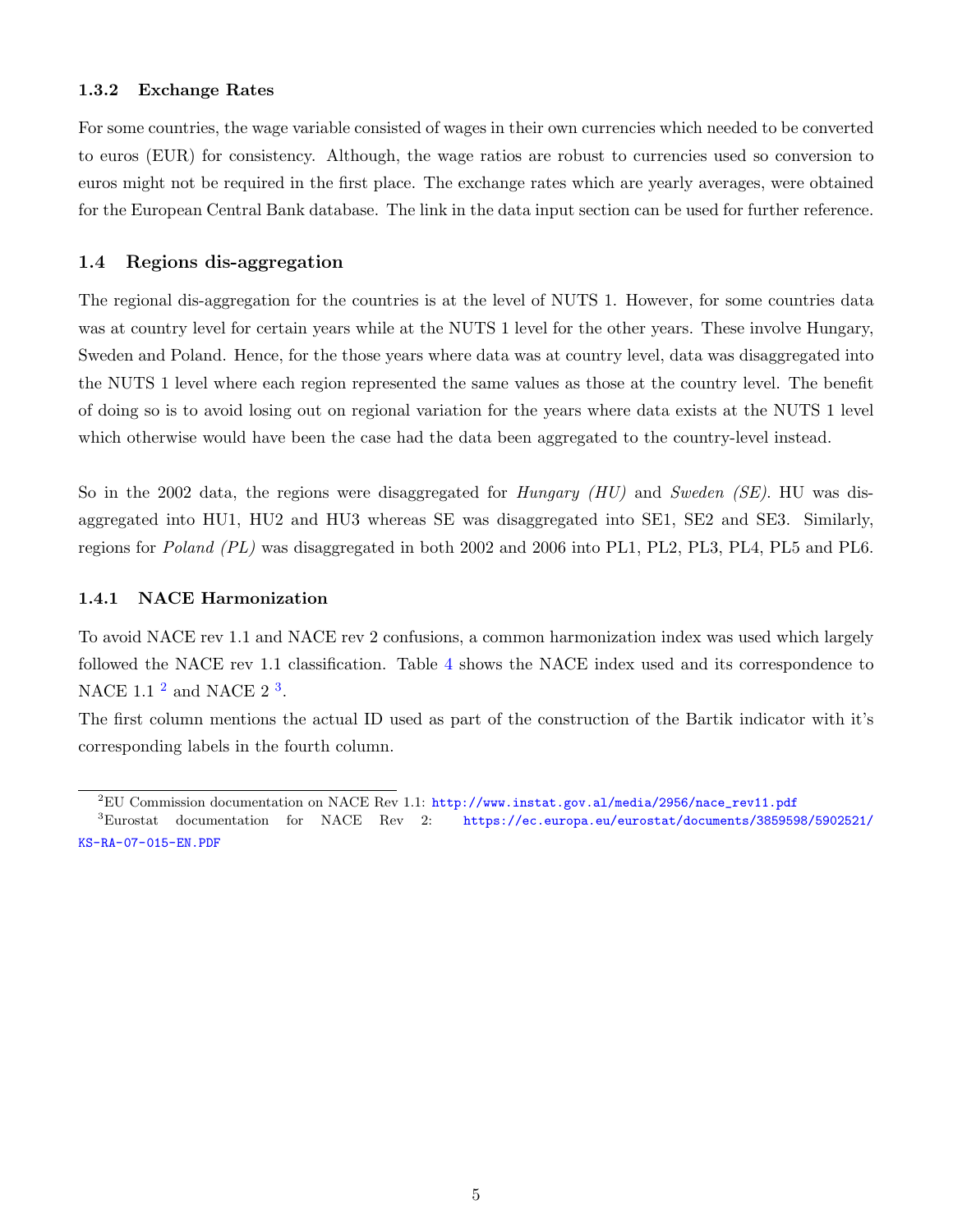### 1.3.2 Exchange Rates

For some countries, the wage variable consisted of wages in their own currencies which needed to be converted to euros (EUR) for consistency. Although, the wage ratios are robust to currencies used so conversion to euros might not be required in the first place. The exchange rates which are yearly averages, were obtained for the European Central Bank database. The link in the data input section can be used for further reference.

## 1.4 Regions dis-aggregation

The regional dis-aggregation for the countries is at the level of NUTS 1. However, for some countries data was at country level for certain years while at the NUTS 1 level for the other years. These involve Hungary, Sweden and Poland. Hence, for the those years where data was at country level, data was disaggregated into the NUTS 1 level where each region represented the same values as those at the country level. The benefit of doing so is to avoid losing out on regional variation for the years where data exists at the NUTS 1 level which otherwise would have been the case had the data been aggregated to the country-level instead.

So in the 2002 data, the regions were disaggregated for *Hungary (HU)* and *Sweden (SE)*. HU was disaggregated into HU1, HU2 and HU3 whereas SE was disaggregated into SE1, SE2 and SE3. Similarly, regions for *Poland (PL)* was disaggregated in both 2002 and 2006 into PL1, PL2, PL3, PL4, PL5 and PL6.

### 1.4.1 NACE Harmonization

To avoid NACE rev 1.1 and NACE rev 2 confusions, a common harmonization index was used which largely followed the NACE rev 1.1 classification. Table 4 shows the NACE index used and its correspondence to NACE 1.1 [2] and NACE 2 [3].

The first column mentions the actual ID used as part of the construction of the Bartik indicator with it's corresponding labels in the fourth column.

[2] EU Commission documentation on NACE Rev 1.1: http://www.instat.gov.al/media/2956/nace_rev11.pdf

[3] Eurostat documentation for NACE Rev 2: https://ec.europa.eu/eurostat/documents/3859598/5902521/KS-RA-07-015-EN.PDF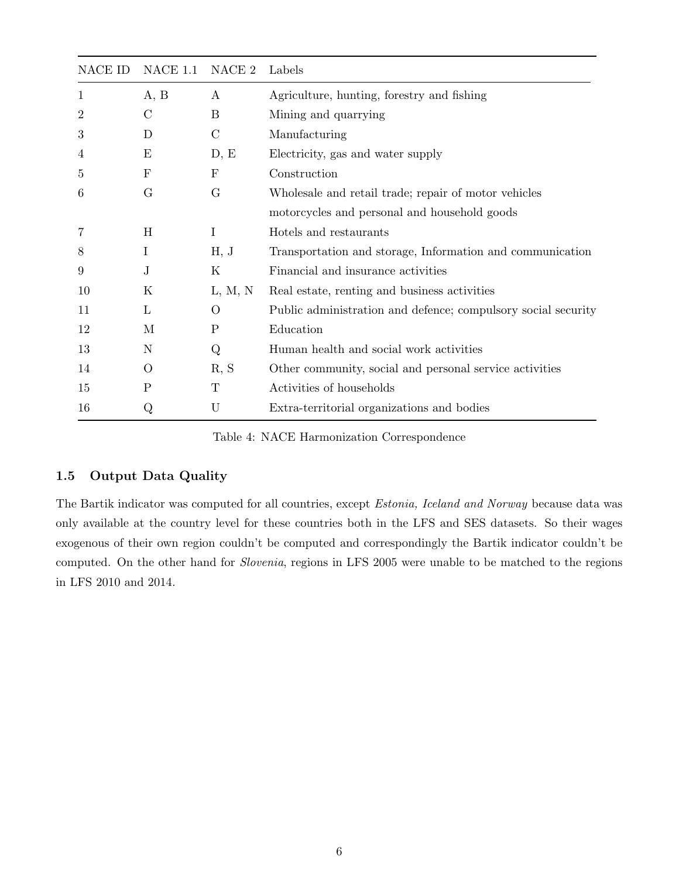| NACE ID | NACE 1.1 | NACE 2 | Labels |
|---|---|---|---|
| 1 | A, B | A | Agriculture, hunting, forestry and fishing |
| 2 | C | B | Mining and quarrying |
| 3 | D | C | Manufacturing |
| 4 | E | D, E | Electricity, gas and water supply |
| 5 | F | F | Construction |
| 6 | G | G | Wholesale and retail trade; repair of motor vehicles motorcycles and personal and household goods |
| 7 | H | I | Hotels and restaurants |
| 8 | I | H, J | Transportation and storage, Information and communication |
| 9 | J | K | Financial and insurance activities |
| 10 | K | L, M, N | Real estate, renting and business activities |
| 11 | L | O | Public administration and defence; compulsory social security |
| 12 | M | P | Education |
| 13 | N | Q | Human health and social work activities |
| 14 | O | R, S | Other community, social and personal service activities |
| 15 | P | T | Activities of households |
| 16 | Q | U | Extra-territorial organizations and bodies |

Table 4: NACE Harmonization Correspondence

### 1.5 Output Data Quality

The Bartik indicator was computed for all countries, except *Estonia, Iceland and Norway* because data was only available at the country level for these countries both in the LFS and SES datasets. So their wages exogenous of their own region couldn't be computed and correspondingly the Bartik indicator couldn't be computed. On the other hand for *Slovenia*, regions in LFS 2005 were unable to be matched to the regions in LFS 2010 and 2014.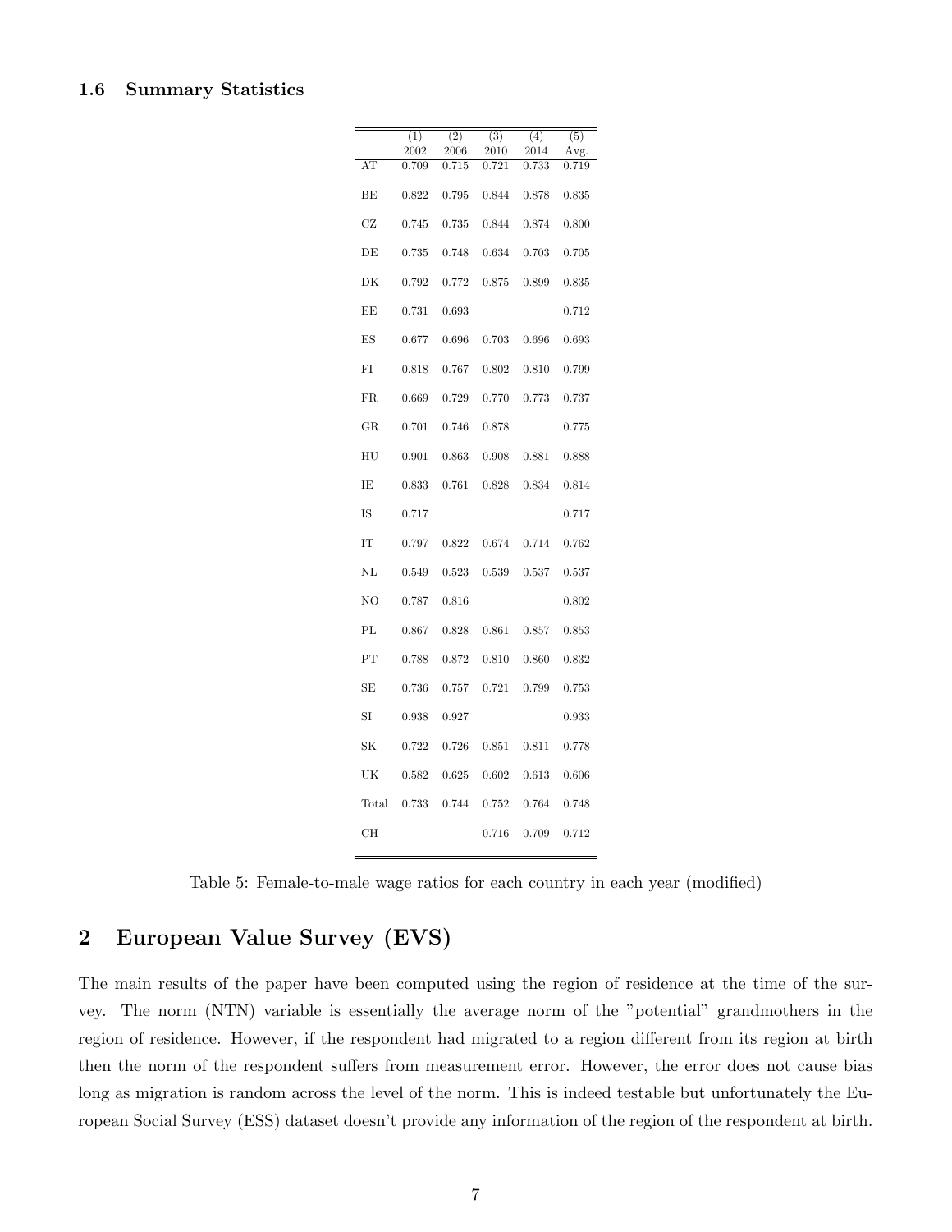### 1.6 Summary Statistics

| | (1)<br>2002 | (2)<br>2006 | (3)<br>2010 | (4)<br>2014 | (5)<br>Avg. |
|---|---|---|---|---|---|
| AT | 0.709 | 0.715 | 0.721 | 0.733 | 0.719 |
| BE | 0.822 | 0.795 | 0.844 | 0.878 | 0.835 |
| CZ | 0.745 | 0.735 | 0.844 | 0.874 | 0.800 |
| DE | 0.735 | 0.748 | 0.634 | 0.703 | 0.705 |
| DK | 0.792 | 0.772 | 0.875 | 0.899 | 0.835 |
| EE | 0.731 | 0.693 | | | 0.712 |
| ES | 0.677 | 0.696 | 0.703 | 0.696 | 0.693 |
| FI | 0.818 | 0.767 | 0.802 | 0.810 | 0.799 |
| FR | 0.669 | 0.729 | 0.770 | 0.773 | 0.737 |
| GR | 0.701 | 0.746 | 0.878 | | 0.775 |
| HU | 0.901 | 0.863 | 0.908 | 0.881 | 0.888 |
| IE | 0.833 | 0.761 | 0.828 | 0.834 | 0.814 |
| IS | 0.717 | | | | 0.717 |
| IT | 0.797 | 0.822 | 0.674 | 0.714 | 0.762 |
| NL | 0.549 | 0.523 | 0.539 | 0.537 | 0.537 |
| NO | 0.787 | 0.816 | | | 0.802 |
| PL | 0.867 | 0.828 | 0.861 | 0.857 | 0.853 |
| PT | 0.788 | 0.872 | 0.810 | 0.860 | 0.832 |
| SE | 0.736 | 0.757 | 0.721 | 0.799 | 0.753 |
| SI | 0.938 | 0.927 | | | 0.933 |
| SK | 0.722 | 0.726 | 0.851 | 0.811 | 0.778 |
| UK | 0.582 | 0.625 | 0.602 | 0.613 | 0.606 |
| Total | 0.733 | 0.744 | 0.752 | 0.764 | 0.748 |
| CH | | | 0.716 | 0.709 | 0.712 |

Table 5: Female-to-male wage ratios for each country in each year (modified)

## 2 European Value Survey (EVS)

The main results of the paper have been computed using the region of residence at the time of the survey. The norm (NTN) variable is essentially the average norm of the "potential" grandmothers in the region of residence. However, if the respondent had migrated to a region different from its region at birth then the norm of the respondent suffers from measurement error. However, the error does not cause bias long as migration is random across the level of the norm. This is indeed testable but unfortunately the European Social Survey (ESS) dataset doesn't provide any information of the region of the respondent at birth.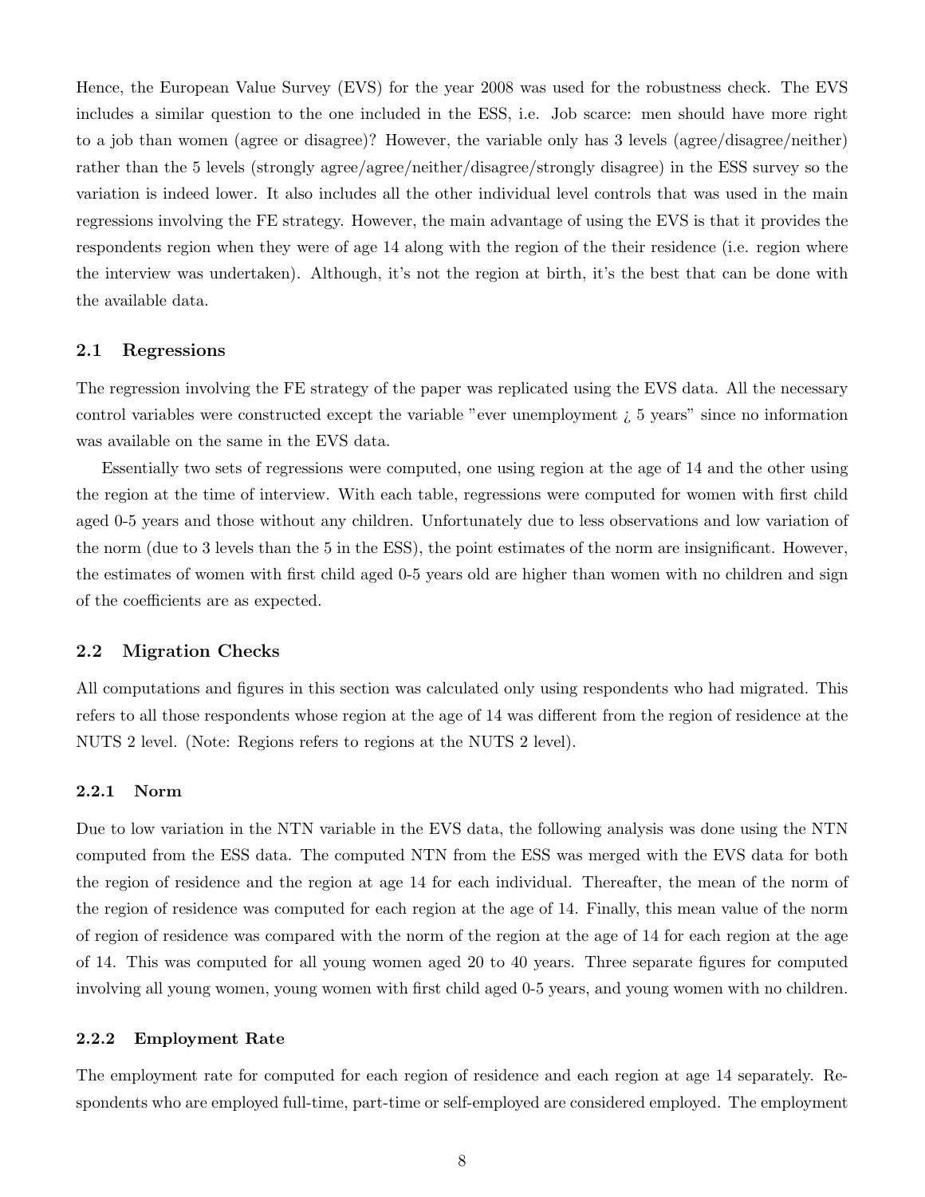Hence, the European Value Survey (EVS) for the year 2008 was used for the robustness check. The EVS includes a similar question to the one included in the ESS, i.e. Job scarce: men should have more right to a job than women (agree or disagree)? However, the variable only has 3 levels (agree/disagree/neither) rather than the 5 levels (strongly agree/agree/neither/disagree/strongly disagree) in the ESS survey so the variation is indeed lower. It also includes all the other individual level controls that was used in the main regressions involving the FE strategy. However, the main advantage of using the EVS is that it provides the respondents region when they were of age 14 along with the region of the their residence (i.e. region where the interview was undertaken). Although, it's not the region at birth, it's the best that can be done with the available data.

## 2.1 Regressions

The regression involving the FE strategy of the paper was replicated using the EVS data. All the necessary control variables were constructed except the variable "ever unemployment ¿ 5 years" since no information was available on the same in the EVS data.

Essentially two sets of regressions were computed, one using region at the age of 14 and the other using the region at the time of interview. With each table, regressions were computed for women with first child aged 0-5 years and those without any children. Unfortunately due to less observations and low variation of the norm (due to 3 levels than the 5 in the ESS), the point estimates of the norm are insignificant. However, the estimates of women with first child aged 0-5 years old are higher than women with no children and sign of the coefficients are as expected.

## 2.2 Migration Checks

All computations and figures in this section was calculated only using respondents who had migrated. This refers to all those respondents whose region at the age of 14 was different from the region of residence at the NUTS 2 level. (Note: Regions refers to regions at the NUTS 2 level).

### 2.2.1 Norm

Due to low variation in the NTN variable in the EVS data, the following analysis was done using the NTN computed from the ESS data. The computed NTN from the ESS was merged with the EVS data for both the region of residence and the region at age 14 for each individual. Thereafter, the mean of the norm of the region of residence was computed for each region at the age of 14. Finally, this mean value of the norm of region of residence was compared with the norm of the region at the age of 14 for each region at the age of 14. This was computed for all young women aged 20 to 40 years. Three separate figures for computed involving all young women, young women with first child aged 0-5 years, and young women with no children.

### 2.2.2 Employment Rate

The employment rate for computed for each region of residence and each region at age 14 separately. Respondents who are employed full-time, part-time or self-employed are considered employed. The employment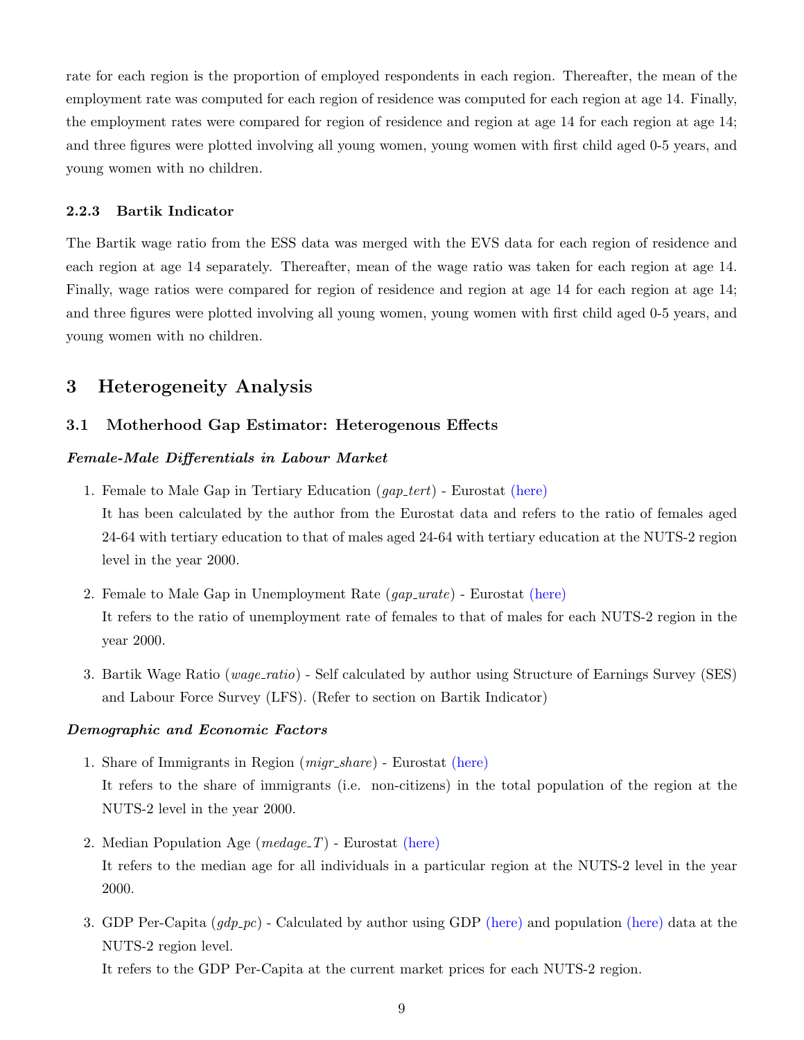rate for each region is the proportion of employed respondents in each region. Thereafter, the mean of the employment rate was computed for each region of residence was computed for each region at age 14. Finally, the employment rates were compared for region of residence and region at age 14 for each region at age 14; and three figures were plotted involving all young women, young women with first child aged 0-5 years, and young women with no children.

### 2.2.3 Bartik Indicator

The Bartik wage ratio from the ESS data was merged with the EVS data for each region of residence and each region at age 14 separately. Thereafter, mean of the wage ratio was taken for each region at age 14. Finally, wage ratios were compared for region of residence and region at age 14 for each region at age 14; and three figures were plotted involving all young women, young women with first child aged 0-5 years, and young women with no children.

# 3 Heterogeneity Analysis

## 3.1 Motherhood Gap Estimator: Heterogenous Effects

***Female-Male Differentials in Labour Market***

1. Female to Male Gap in Tertiary Education (*gap_tert*) - Eurostat (here)
   It has been calculated by the author from the Eurostat data and refers to the ratio of females aged 24-64 with tertiary education to that of males aged 24-64 with tertiary education at the NUTS-2 region level in the year 2000.

2. Female to Male Gap in Unemployment Rate (*gap_urate*) - Eurostat (here)
   It refers to the ratio of unemployment rate of females to that of males for each NUTS-2 region in the year 2000.

3. Bartik Wage Ratio (*wage_ratio*) - Self calculated by author using Structure of Earnings Survey (SES) and Labour Force Survey (LFS). (Refer to section on Bartik Indicator)

***Demographic and Economic Factors***

1. Share of Immigrants in Region (*migr_share*) - Eurostat (here)
   It refers to the share of immigrants (i.e. non-citizens) in the total population of the region at the NUTS-2 level in the year 2000.

2. Median Population Age (*medage_T*) - Eurostat (here)
   It refers to the median age for all individuals in a particular region at the NUTS-2 level in the year 2000.

3. GDP Per-Capita (*gdp_pc*) - Calculated by author using GDP (here) and population (here) data at the NUTS-2 region level.
   It refers to the GDP Per-Capita at the current market prices for each NUTS-2 region.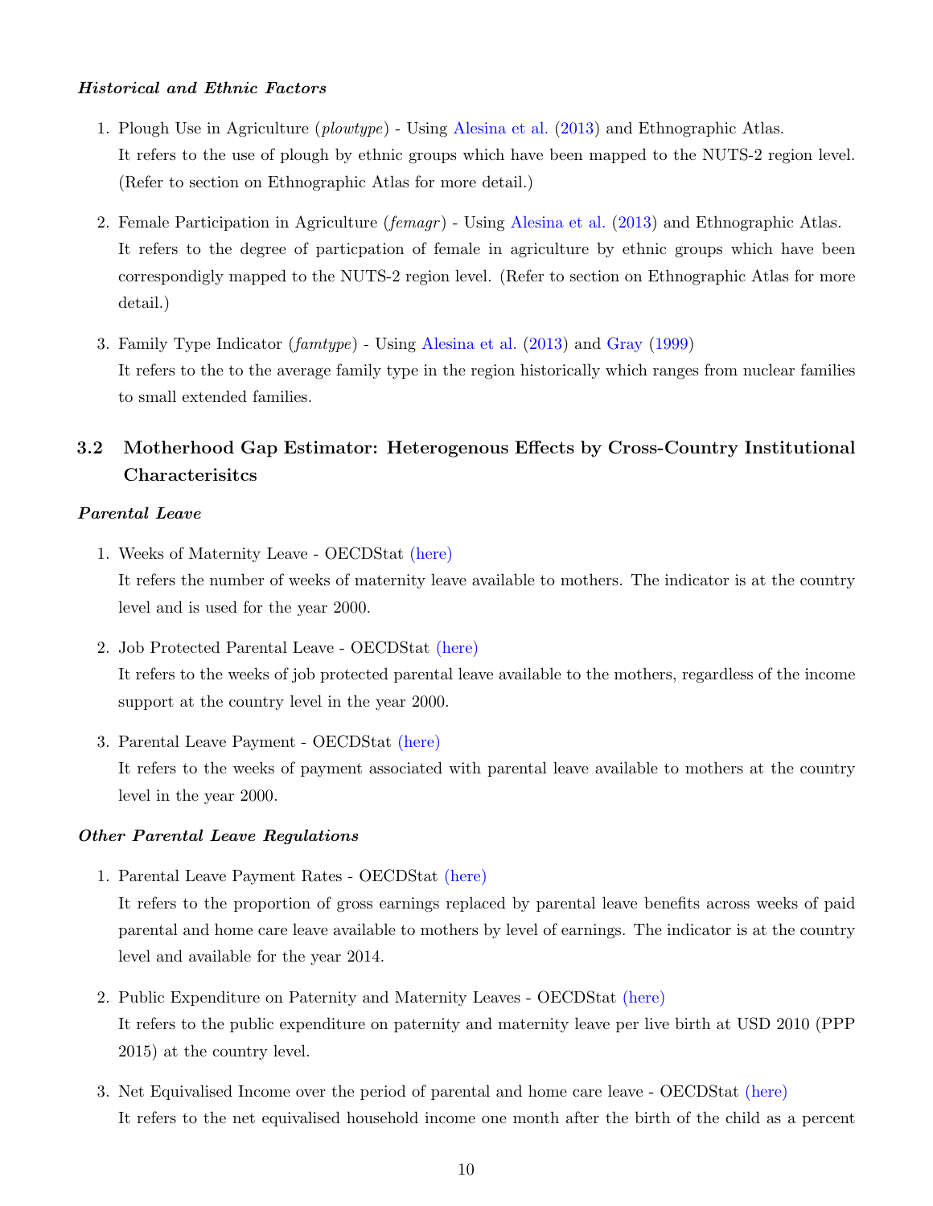***Historical and Ethnic Factors***

1. Plough Use in Agriculture (*plowtype*) - Using Alesina et al. (2013) and Ethnographic Atlas.
   It refers to the use of plough by ethnic groups which have been mapped to the NUTS-2 region level. (Refer to section on Ethnographic Atlas for more detail.)

2. Female Participation in Agriculture (*femagr*) - Using Alesina et al. (2013) and Ethnographic Atlas.
   It refers to the degree of particpation of female in agriculture by ethnic groups which have been correspondigly mapped to the NUTS-2 region level. (Refer to section on Ethnographic Atlas for more detail.)

3. Family Type Indicator (*famtype*) - Using Alesina et al. (2013) and Gray (1999)
   It refers to the to the average family type in the region historically which ranges from nuclear families to small extended families.

## 3.2 Motherhood Gap Estimator: Heterogenous Effects by Cross-Country Institutional Characterisitcs

***Parental Leave***

1. Weeks of Maternity Leave - OECDStat (here)
   It refers the number of weeks of maternity leave available to mothers. The indicator is at the country level and is used for the year 2000.

2. Job Protected Parental Leave - OECDStat (here)
   It refers to the weeks of job protected parental leave available to the mothers, regardless of the income support at the country level in the year 2000.

3. Parental Leave Payment - OECDStat (here)
   It refers to the weeks of payment associated with parental leave available to mothers at the country level in the year 2000.

***Other Parental Leave Regulations***

1. Parental Leave Payment Rates - OECDStat (here)
   It refers to the proportion of gross earnings replaced by parental leave benefits across weeks of paid parental and home care leave available to mothers by level of earnings. The indicator is at the country level and available for the year 2014.

2. Public Expenditure on Paternity and Maternity Leaves - OECDStat (here)
   It refers to the public expenditure on paternity and maternity leave per live birth at USD 2010 (PPP 2015) at the country level.

3. Net Equivalised Income over the period of parental and home care leave - OECDStat (here)
   It refers to the net equivalised household income one month after the birth of the child as a percent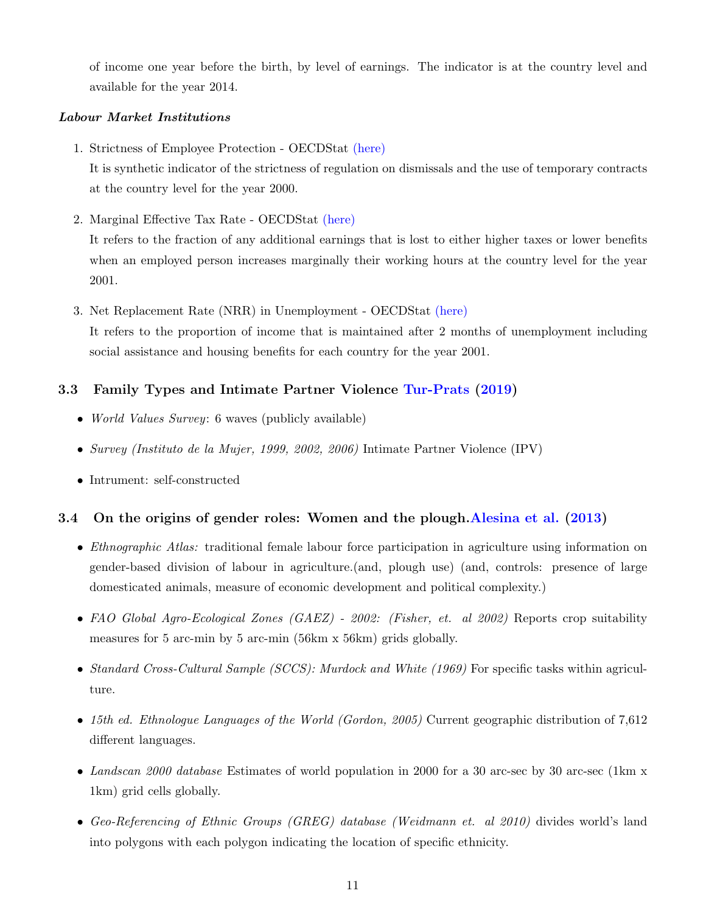of income one year before the birth, by level of earnings. The indicator is at the country level and available for the year 2014.

***Labour Market Institutions***

1. Strictness of Employee Protection - OECDStat (here)
   It is synthetic indicator of the strictness of regulation on dismissals and the use of temporary contracts at the country level for the year 2000.

2. Marginal Effective Tax Rate - OECDStat (here)
   It refers to the fraction of any additional earnings that is lost to either higher taxes or lower benefits when an employed person increases marginally their working hours at the country level for the year 2001.

3. Net Replacement Rate (NRR) in Unemployment - OECDStat (here)
   It refers to the proportion of income that is maintained after 2 months of unemployment including social assistance and housing benefits for each country for the year 2001.

### 3.3 Family Types and Intimate Partner Violence Tur-Prats (2019)

- *World Values Survey*: 6 waves (publicly available)
- *Survey (Instituto de la Mujer, 1999, 2002, 2006)* Intimate Partner Violence (IPV)
- Intrument: self-constructed

### 3.4 On the origins of gender roles: Women and the plough. Alesina et al. (2013)

- *Ethnographic Atlas:* traditional female labour force participation in agriculture using information on gender-based division of labour in agriculture.(and, plough use) (and, controls: presence of large domesticated animals, measure of economic development and political complexity.)
- *FAO Global Agro-Ecological Zones (GAEZ) - 2002: (Fisher, et. al 2002)* Reports crop suitability measures for 5 arc-min by 5 arc-min (56km x 56km) grids globally.
- *Standard Cross-Cultural Sample (SCCS): Murdock and White (1969)* For specific tasks within agriculture.
- *15th ed. Ethnologue Languages of the World (Gordon, 2005)* Current geographic distribution of 7,612 different languages.
- *Landscan 2000 database* Estimates of world population in 2000 for a 30 arc-sec by 30 arc-sec (1km x 1km) grid cells globally.
- *Geo-Referencing of Ethnic Groups (GREG) database (Weidmann et. al 2010)* divides world's land into polygons with each polygon indicating the location of specific ethnicity.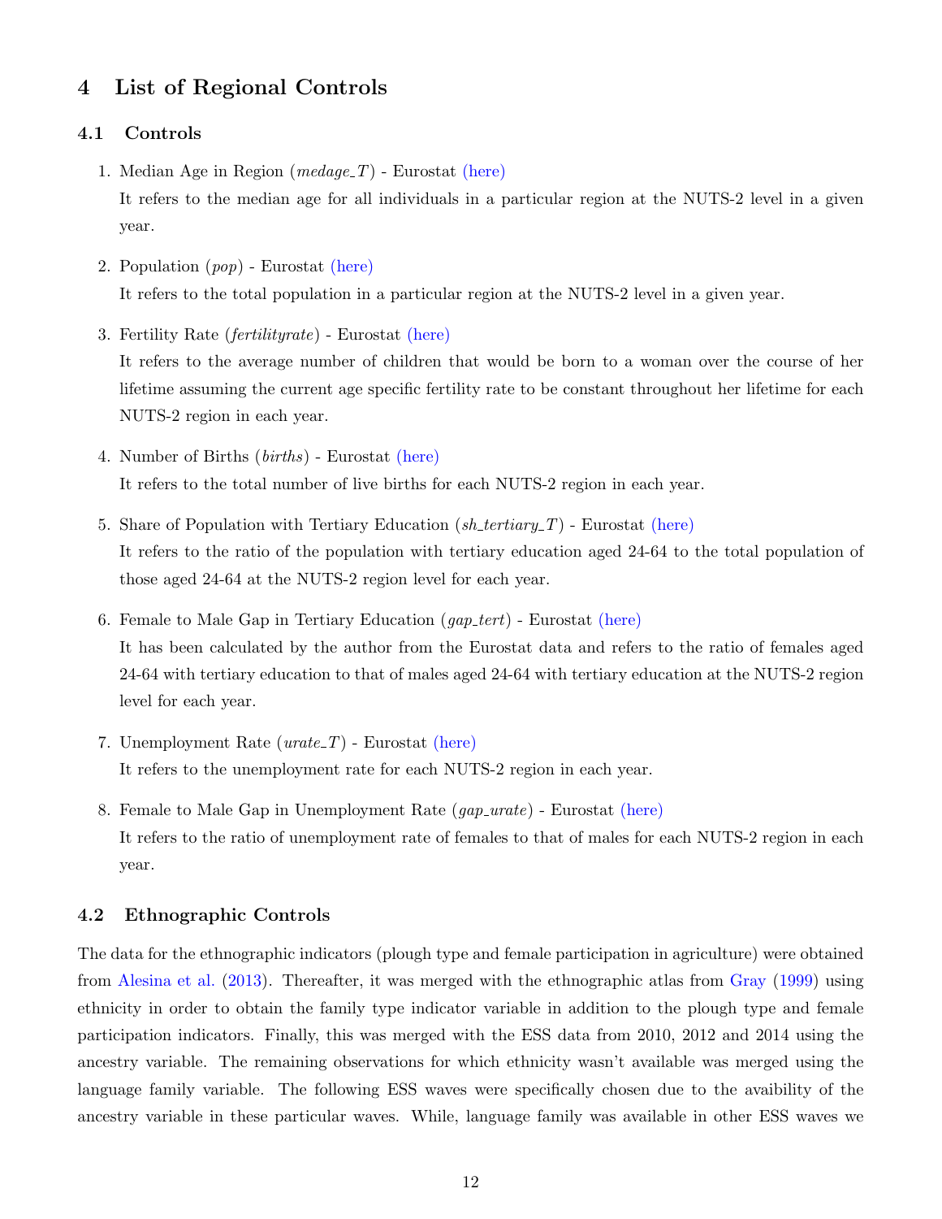# 4 List of Regional Controls

## 4.1 Controls

1. Median Age in Region (*medage_T*) - Eurostat (here)

   It refers to the median age for all individuals in a particular region at the NUTS-2 level in a given year.

2. Population (*pop*) - Eurostat (here)

   It refers to the total population in a particular region at the NUTS-2 level in a given year.

3. Fertility Rate (*fertilityrate*) - Eurostat (here)

   It refers to the average number of children that would be born to a woman over the course of her lifetime assuming the current age specific fertility rate to be constant throughout her lifetime for each NUTS-2 region in each year.

4. Number of Births (*births*) - Eurostat (here)

   It refers to the total number of live births for each NUTS-2 region in each year.

5. Share of Population with Tertiary Education (*sh_tertiary_T*) - Eurostat (here)

   It refers to the ratio of the population with tertiary education aged 24-64 to the total population of those aged 24-64 at the NUTS-2 region level for each year.

6. Female to Male Gap in Tertiary Education (*gap_tert*) - Eurostat (here)

   It has been calculated by the author from the Eurostat data and refers to the ratio of females aged 24-64 with tertiary education to that of males aged 24-64 with tertiary education at the NUTS-2 region level for each year.

7. Unemployment Rate (*urate_T*) - Eurostat (here)

   It refers to the unemployment rate for each NUTS-2 region in each year.

8. Female to Male Gap in Unemployment Rate (*gap_urate*) - Eurostat (here)

   It refers to the ratio of unemployment rate of females to that of males for each NUTS-2 region in each year.

## 4.2 Ethnographic Controls

The data for the ethnographic indicators (plough type and female participation in agriculture) were obtained from Alesina et al. (2013). Thereafter, it was merged with the ethnographic atlas from Gray (1999) using ethnicity in order to obtain the family type indicator variable in addition to the plough type and female participation indicators. Finally, this was merged with the ESS data from 2010, 2012 and 2014 using the ancestry variable. The remaining observations for which ethnicity wasn't available was merged using the language family variable. The following ESS waves were specifically chosen due to the avaibility of the ancestry variable in these particular waves. While, language family was available in other ESS waves we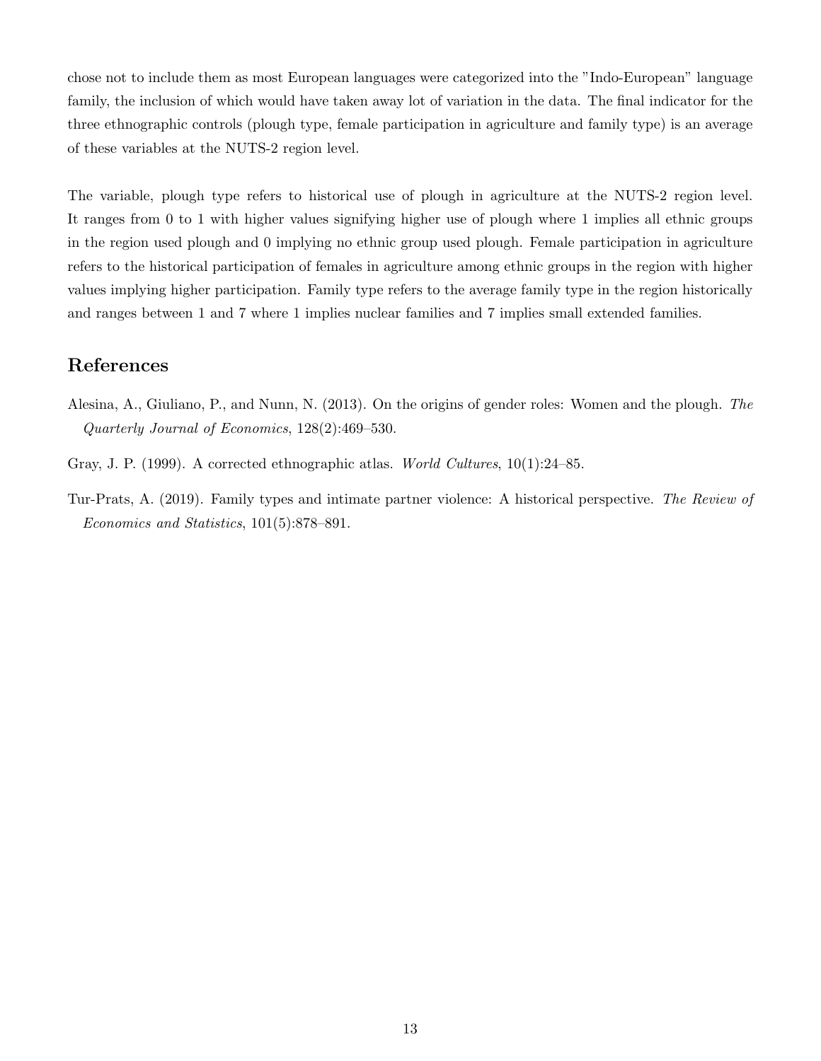chose not to include them as most European languages were categorized into the "Indo-European" language family, the inclusion of which would have taken away lot of variation in the data. The final indicator for the three ethnographic controls (plough type, female participation in agriculture and family type) is an average of these variables at the NUTS-2 region level.

The variable, plough type refers to historical use of plough in agriculture at the NUTS-2 region level. It ranges from 0 to 1 with higher values signifying higher use of plough where 1 implies all ethnic groups in the region used plough and 0 implying no ethnic group used plough. Female participation in agriculture refers to the historical participation of females in agriculture among ethnic groups in the region with higher values implying higher participation. Family type refers to the average family type in the region historically and ranges between 1 and 7 where 1 implies nuclear families and 7 implies small extended families.

## References

Alesina, A., Giuliano, P., and Nunn, N. (2013). On the origins of gender roles: Women and the plough. *The Quarterly Journal of Economics*, 128(2):469–530.

Gray, J. P. (1999). A corrected ethnographic atlas. *World Cultures*, 10(1):24–85.

Tur-Prats, A. (2019). Family types and intimate partner violence: A historical perspective. *The Review of Economics and Statistics*, 101(5):878–891.